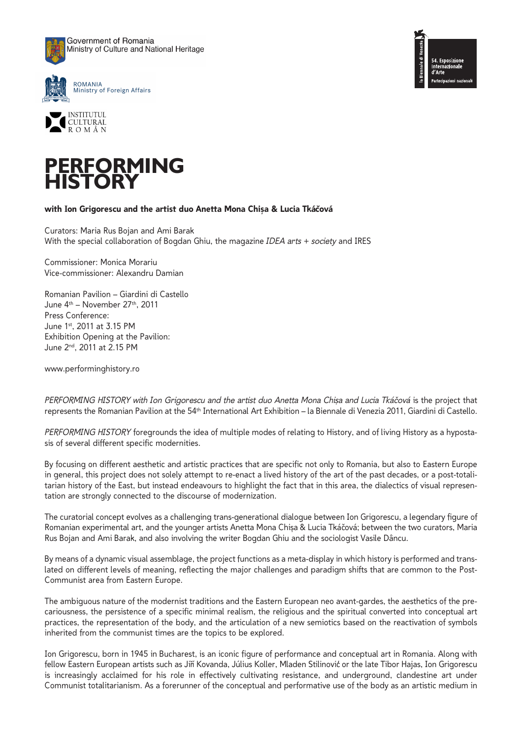Government of Romania
Ministry of Culture and National Heritage

ROMANIA
Ministry of Foreign Affairs

INSTITUTUL CULTURAL ROMÂN

la Biennale di Venezia
54. Esposizione Internazionale d'Arte
Partecipazioni nazionali

# PERFORMING HISTORY

**with Ion Grigorescu and the artist duo Anetta Mona Chișa & Lucia Tkáčová**

Curators: Maria Rus Bojan and Ami Barak
With the special collaboration of Bogdan Ghiu, the magazine *IDEA arts + society* and IRES

Commissioner: Monica Morariu
Vice-commissioner: Alexandru Damian

Romanian Pavilion – Giardini di Castello
June 4th – November 27th, 2011
Press Conference:
June 1st, 2011 at 3.15 PM
Exhibition Opening at the Pavilion:
June 2nd, 2011 at 2.15 PM

www.performinghistory.ro

*PERFORMING HISTORY with Ion Grigorescu and the artist duo Anetta Mona Chișa and Lucia Tkáčová* is the project that represents the Romanian Pavilion at the 54th International Art Exhibition – la Biennale di Venezia 2011, Giardini di Castello.

*PERFORMING HISTORY* foregrounds the idea of multiple modes of relating to History, and of living History as a hypostasis of several different specific modernities.

By focusing on different aesthetic and artistic practices that are specific not only to Romania, but also to Eastern Europe in general, this project does not solely attempt to re-enact a lived history of the art of the past decades, or a post-totalitarian history of the East, but instead endeavours to highlight the fact that in this area, the dialectics of visual representation are strongly connected to the discourse of modernization.

The curatorial concept evolves as a challenging trans-generational dialogue between Ion Grigorescu, a legendary figure of Romanian experimental art, and the younger artists Anetta Mona Chișa & Lucia Tkáčová; between the two curators, Maria Rus Bojan and Ami Barak, and also involving the writer Bogdan Ghiu and the sociologist Vasile Dâncu.

By means of a dynamic visual assemblage, the project functions as a meta-display in which history is performed and translated on different levels of meaning, reflecting the major challenges and paradigm shifts that are common to the Post-Communist area from Eastern Europe.

The ambiguous nature of the modernist traditions and the Eastern European neo avant-gardes, the aesthetics of the precariousness, the persistence of a specific minimal realism, the religious and the spiritual converted into conceptual art practices, the representation of the body, and the articulation of a new semiotics based on the reactivation of symbols inherited from the communist times are the topics to be explored.

Ion Grigorescu, born in 1945 in Bucharest, is an iconic figure of performance and conceptual art in Romania. Along with fellow Eastern European artists such as Jiří Kovanda, Július Koller, Mladen Stilinović or the late Tibor Hajas, Ion Grigorescu is increasingly acclaimed for his role in effectively cultivating resistance, and underground, clandestine art under Communist totalitarianism. As a forerunner of the conceptual and performative use of the body as an artistic medium in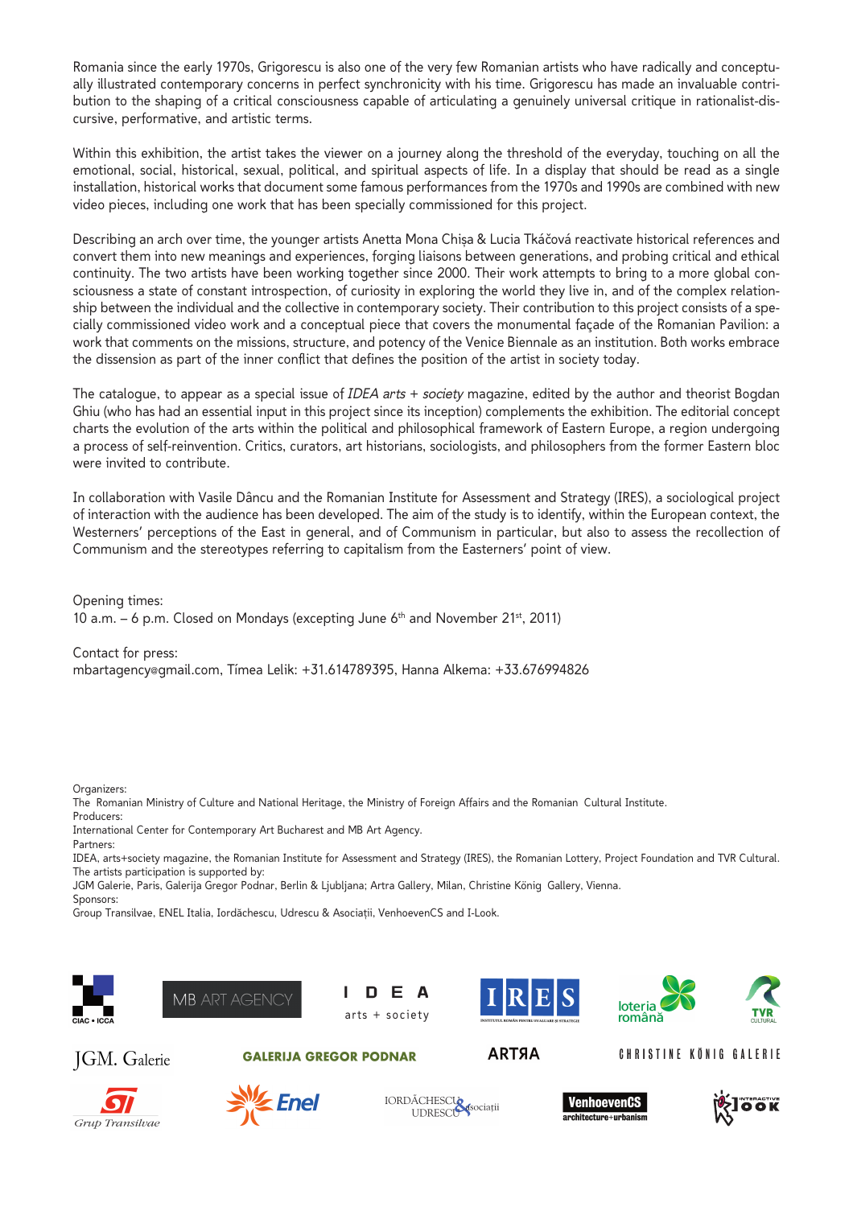Romania since the early 1970s, Grigorescu is also one of the very few Romanian artists who have radically and conceptually illustrated contemporary concerns in perfect synchronicity with his time. Grigorescu has made an invaluable contribution to the shaping of a critical consciousness capable of articulating a genuinely universal critique in rationalist-discursive, performative, and artistic terms.

Within this exhibition, the artist takes the viewer on a journey along the threshold of the everyday, touching on all the emotional, social, historical, sexual, political, and spiritual aspects of life. In a display that should be read as a single installation, historical works that document some famous performances from the 1970s and 1990s are combined with new video pieces, including one work that has been specially commissioned for this project.

Describing an arch over time, the younger artists Anetta Mona Chișa & Lucia Tkáčová reactivate historical references and convert them into new meanings and experiences, forging liaisons between generations, and probing critical and ethical continuity. The two artists have been working together since 2000. Their work attempts to bring to a more global consciousness a state of constant introspection, of curiosity in exploring the world they live in, and of the complex relationship between the individual and the collective in contemporary society. Their contribution to this project consists of a specially commissioned video work and a conceptual piece that covers the monumental façade of the Romanian Pavilion: a work that comments on the missions, structure, and potency of the Venice Biennale as an institution. Both works embrace the dissension as part of the inner conflict that defines the position of the artist in society today.

The catalogue, to appear as a special issue of *IDEA arts + society* magazine, edited by the author and theorist Bogdan Ghiu (who has had an essential input in this project since its inception) complements the exhibition. The editorial concept charts the evolution of the arts within the political and philosophical framework of Eastern Europe, a region undergoing a process of self-reinvention. Critics, curators, art historians, sociologists, and philosophers from the former Eastern bloc were invited to contribute.

In collaboration with Vasile Dâncu and the Romanian Institute for Assessment and Strategy (IRES), a sociological project of interaction with the audience has been developed. The aim of the study is to identify, within the European context, the Westerners' perceptions of the East in general, and of Communism in particular, but also to assess the recollection of Communism and the stereotypes referring to capitalism from the Easterners' point of view.

Opening times:
10 a.m. – 6 p.m. Closed on Mondays (excepting June 6th and November 21st, 2011)

Contact for press:
mbartagency@gmail.com, Tímea Lelik: +31.614789395, Hanna Alkema: +33.676994826

Organizers:
The Romanian Ministry of Culture and National Heritage, the Ministry of Foreign Affairs and the Romanian Cultural Institute.
Producers:
International Center for Contemporary Art Bucharest and MB Art Agency.
Partners:
IDEA, arts+society magazine, the Romanian Institute for Assessment and Strategy (IRES), the Romanian Lottery, Project Foundation and TVR Cultural.
The artists participation is supported by:
JGM Galerie, Paris, Galerija Gregor Podnar, Berlin & Ljubljana; Artra Gallery, Milan, Christine König Gallery, Vienna.
Sponsors:
Group Transilvae, ENEL Italia, Iordăchescu, Udrescu & Asociații, VenhoevenCS and I-Look.

CIAC • ICCA  MB ART AGENCY  IDEA arts + society  IRES  loteria română  TVR CULTURAL

JGM. Galerie  GALERIJA GREGOR PODNAR  ARTRA  CHRISTINE KÖNIG GALERIE

Grup Transilvae  Enel  IORDĂCHESCU UDRESCU & Asociații  VenhoevenCS architecture+urbanism  I-LOOK